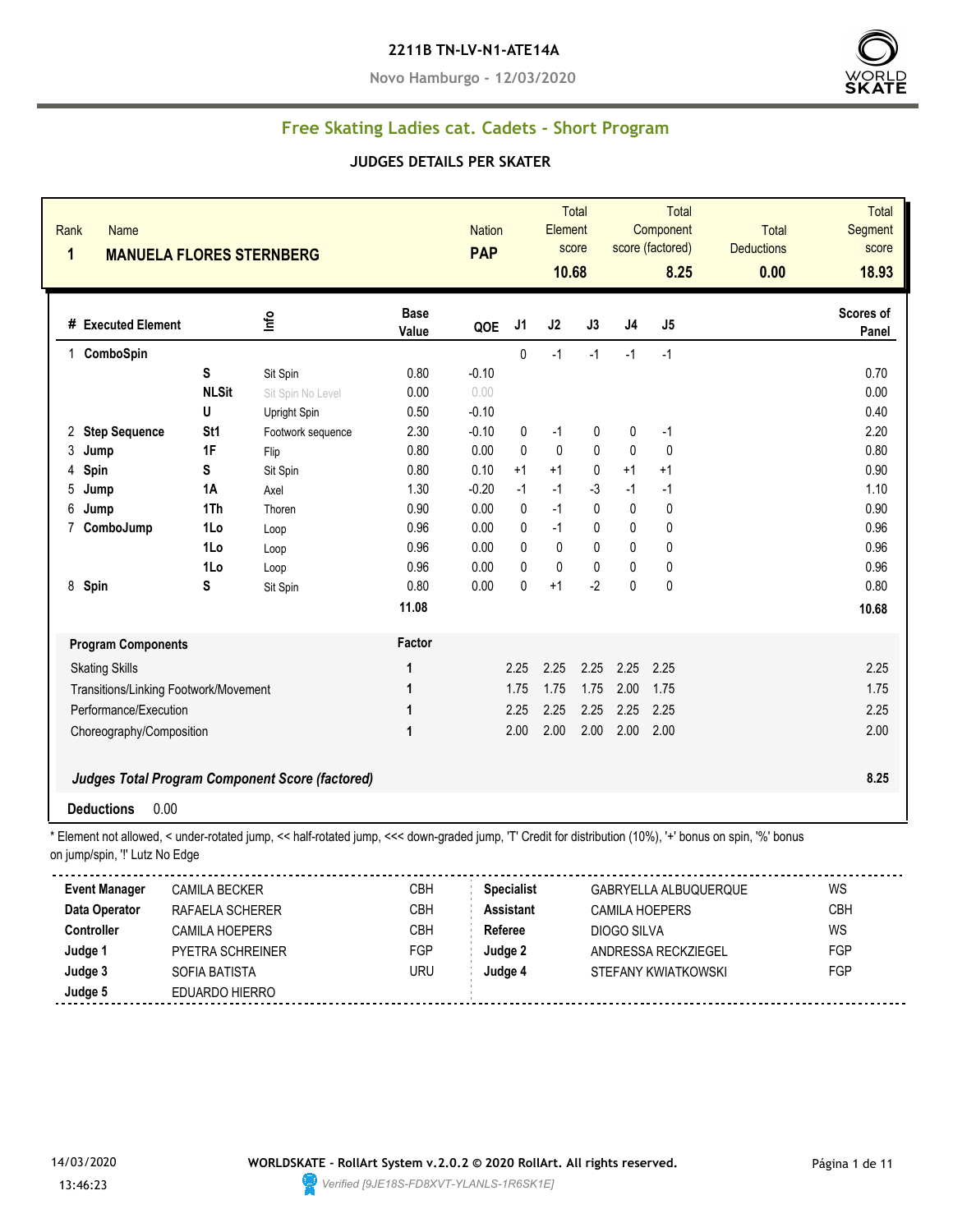**2211B TN-LV-N1-ATE14A**

**Novo Hamburgo - 12/03/2020**

## Free Skating Ladies cat. Cadets - Short Program

### JUDGES DETAILS PER SKATER

| Rank | Name | Nation | Total Element score | Total Component score (factored) | Total Deductions | Total Segment score |
|---|---|---|---|---|---|---|
| 1 | MANUELA FLORES STERNBERG | PAP | 10.68 | 8.25 | 0.00 | 18.93 |

| # | Executed Element | | Info | Base Value | QOE | J1 | J2 | J3 | J4 | J5 | Scores of Panel |
|---|---|---|---|---|---|---|---|---|---|---|---|
| 1 | ComboSpin | | | | | 0 | -1 | -1 | -1 | -1 | |
| | | S | Sit Spin | 0.80 | -0.10 | | | | | | 0.70 |
| | | NLSit | Sit Spin No Level | 0.00 | 0.00 | | | | | | 0.00 |
| | | U | Upright Spin | 0.50 | -0.10 | | | | | | 0.40 |
| 2 | Step Sequence | St1 | Footwork sequence | 2.30 | -0.10 | 0 | -1 | 0 | 0 | -1 | 2.20 |
| 3 | Jump | 1F | Flip | 0.80 | 0.00 | 0 | 0 | 0 | 0 | 0 | 0.80 |
| 4 | Spin | S | Sit Spin | 0.80 | 0.10 | +1 | +1 | 0 | +1 | +1 | 0.90 |
| 5 | Jump | 1A | Axel | 1.30 | -0.20 | -1 | -1 | -3 | -1 | -1 | 1.10 |
| 6 | Jump | 1Th | Thoren | 0.90 | 0.00 | 0 | -1 | 0 | 0 | 0 | 0.90 |
| 7 | ComboJump | 1Lo | Loop | 0.96 | 0.00 | 0 | -1 | 0 | 0 | 0 | 0.96 |
| | | 1Lo | Loop | 0.96 | 0.00 | 0 | 0 | 0 | 0 | 0 | 0.96 |
| | | 1Lo | Loop | 0.96 | 0.00 | 0 | 0 | 0 | 0 | 0 | 0.96 |
| 8 | Spin | S | Sit Spin | 0.80 | 0.00 | 0 | +1 | -2 | 0 | 0 | 0.80 |
| | | | | 11.08 | | | | | | | 10.68 |

| Program Components | Factor | J1 | J2 | J3 | J4 | J5 | |
|---|---|---|---|---|---|---|---|
| Skating Skills | 1 | 2.25 | 2.25 | 2.25 | 2.25 | 2.25 | 2.25 |
| Transitions/Linking Footwork/Movement | 1 | 1.75 | 1.75 | 1.75 | 2.00 | 1.75 | 1.75 |
| Performance/Execution | 1 | 2.25 | 2.25 | 2.25 | 2.25 | 2.25 | 2.25 |
| Choreography/Composition | 1 | 2.00 | 2.00 | 2.00 | 2.00 | 2.00 | 2.00 |
| ***Judges Total Program Component Score (factored)*** | | | | | | | **8.25** |

**Deductions** 0.00

\* Element not allowed, < under-rotated jump, << half-rotated jump, <<< down-graded jump, 'T' Credit for distribution (10%), '+' bonus on spin, '%' bonus on jump/spin, '!' Lutz No Edge

| | | | | | |
|---|---|---|---|---|---|
| **Event Manager** | CAMILA BECKER | CBH | **Specialist** | GABRYELLA ALBUQUERQUE | WS |
| **Data Operator** | RAFAELA SCHERER | CBH | **Assistant** | CAMILA HOEPERS | CBH |
| **Controller** | CAMILA HOEPERS | CBH | **Referee** | DIOGO SILVA | WS |
| **Judge 1** | PYETRA SCHREINER | FGP | **Judge 2** | ANDRESSA RECKZIEGEL | FGP |
| **Judge 3** | SOFIA BATISTA | URU | **Judge 4** | STEFANY KWIATKOWSKI | FGP |
| **Judge 5** | EDUARDO HIERRO | | | | |

14/03/2020 13:46:23

**WORLDSKATE - RollArt System v.2.0.2 © 2020 RollArt. All rights reserved.**

Verified [9JE18S-FD8XVT-YLANLS-1R6SK1E]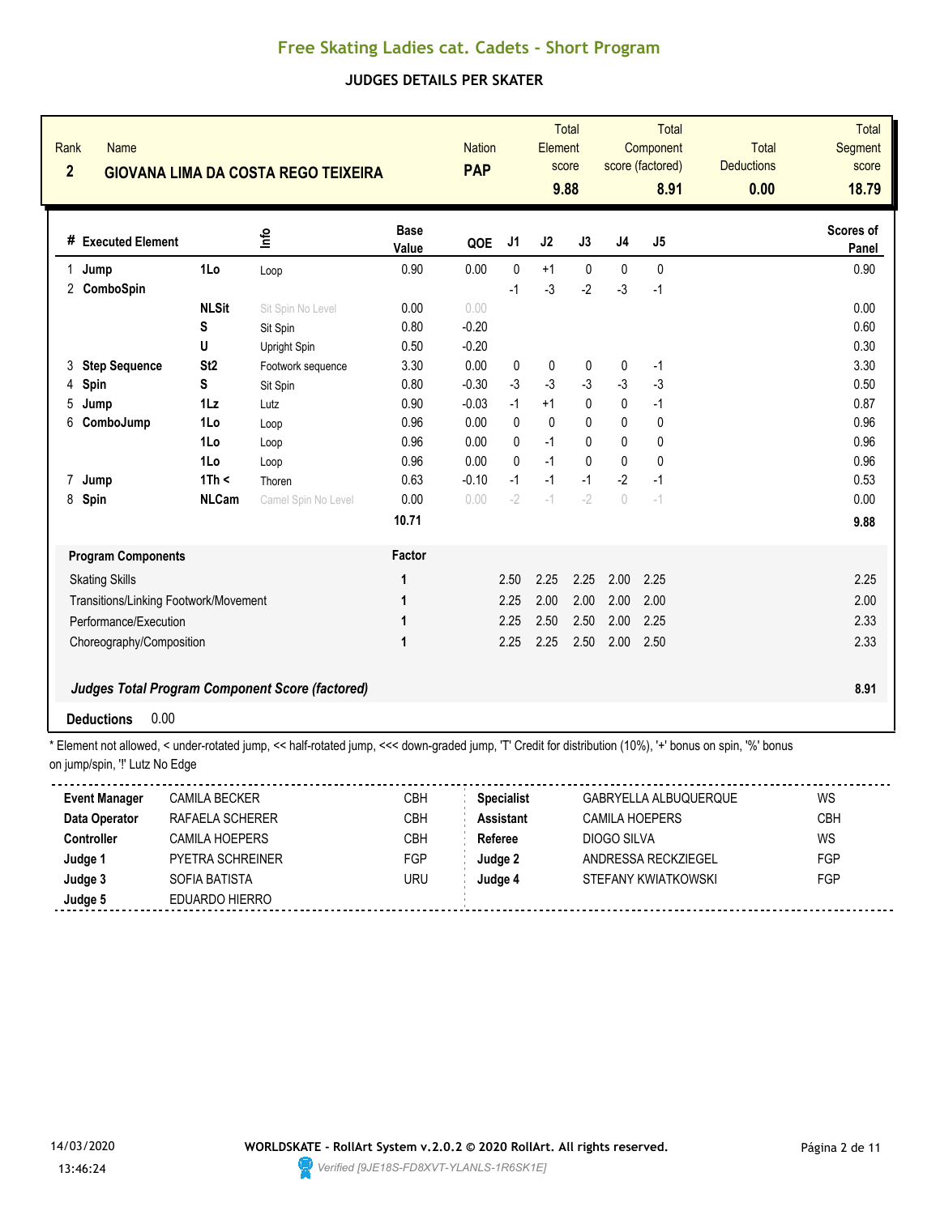## Free Skating Ladies cat. Cadets - Short Program

### JUDGES DETAILS PER SKATER

| Rank | Name | Nation | Total Element score | Total Component score (factored) | Total Deductions | Total Segment score |
|---|---|---|---|---|---|---|
| 2 | GIOVANA LIMA DA COSTA REGO TEIXEIRA | PAP | 9.88 | 8.91 | 0.00 | 18.79 |

| # | Executed Element | | Info | Base Value | QOE | J1 | J2 | J3 | J4 | J5 | Scores of Panel |
|---|---|---|---|---|---|---|---|---|---|---|---|
| 1 | Jump | 1Lo | Loop | 0.90 | 0.00 | 0 | +1 | 0 | 0 | 0 | 0.90 |
| 2 | ComboSpin | | | | | -1 | -3 | -2 | -3 | -1 | |
| | | NLSit | Sit Spin No Level | 0.00 | 0.00 | | | | | | 0.00 |
| | | S | Sit Spin | 0.80 | -0.20 | | | | | | 0.60 |
| | | U | Upright Spin | 0.50 | -0.20 | | | | | | 0.30 |
| 3 | Step Sequence | St2 | Footwork sequence | 3.30 | 0.00 | 0 | 0 | 0 | 0 | -1 | 3.30 |
| 4 | Spin | S | Sit Spin | 0.80 | -0.30 | -3 | -3 | -3 | -3 | -3 | 0.50 |
| 5 | Jump | 1Lz | Lutz | 0.90 | -0.03 | -1 | +1 | 0 | 0 | -1 | 0.87 |
| 6 | ComboJump | 1Lo | Loop | 0.96 | 0.00 | 0 | 0 | 0 | 0 | 0 | 0.96 |
| | | 1Lo | Loop | 0.96 | 0.00 | 0 | -1 | 0 | 0 | 0 | 0.96 |
| | | 1Lo | Loop | 0.96 | 0.00 | 0 | -1 | 0 | 0 | 0 | 0.96 |
| 7 | Jump | 1Th < | Thoren | 0.63 | -0.10 | -1 | -1 | -1 | -2 | -1 | 0.53 |
| 8 | Spin | NLCam | Camel Spin No Level | 0.00 | 0.00 | -2 | -1 | -2 | 0 | -1 | 0.00 |
| | | | | 10.71 | | | | | | | 9.88 |

| Program Components | Factor | J1 | J2 | J3 | J4 | J5 | |
|---|---|---|---|---|---|---|---|
| Skating Skills | 1 | 2.50 | 2.25 | 2.25 | 2.00 | 2.25 | 2.25 |
| Transitions/Linking Footwork/Movement | 1 | 2.25 | 2.00 | 2.00 | 2.00 | 2.00 | 2.00 |
| Performance/Execution | 1 | 2.25 | 2.50 | 2.50 | 2.00 | 2.25 | 2.33 |
| Choreography/Composition | 1 | 2.25 | 2.25 | 2.50 | 2.00 | 2.50 | 2.33 |
| ***Judges Total Program Component Score (factored)*** | | | | | | | **8.91** |

**Deductions** 0.00

\* Element not allowed, < under-rotated jump, << half-rotated jump, <<< down-graded jump, 'T' Credit for distribution (10%), '+' bonus on spin, '%' bonus on jump/spin, '!' Lutz No Edge

| | | | | | |
|---|---|---|---|---|---|
| **Event Manager** | CAMILA BECKER | CBH | **Specialist** | GABRYELLA ALBUQUERQUE | WS |
| **Data Operator** | RAFAELA SCHERER | CBH | **Assistant** | CAMILA HOEPERS | CBH |
| **Controller** | CAMILA HOEPERS | CBH | **Referee** | DIOGO SILVA | WS |
| **Judge 1** | PYETRA SCHREINER | FGP | **Judge 2** | ANDRESSA RECKZIEGEL | FGP |
| **Judge 3** | SOFIA BATISTA | URU | **Judge 4** | STEFANY KWIATKOWSKI | FGP |
| **Judge 5** | EDUARDO HIERRO | | | | |

14/03/2020 13:46:24

WORLDSKATE - RollArt System v.2.0.2 © 2020 RollArt. All rights reserved.

Verified [9JE18S-FD8XVT-YLANLS-1R6SK1E]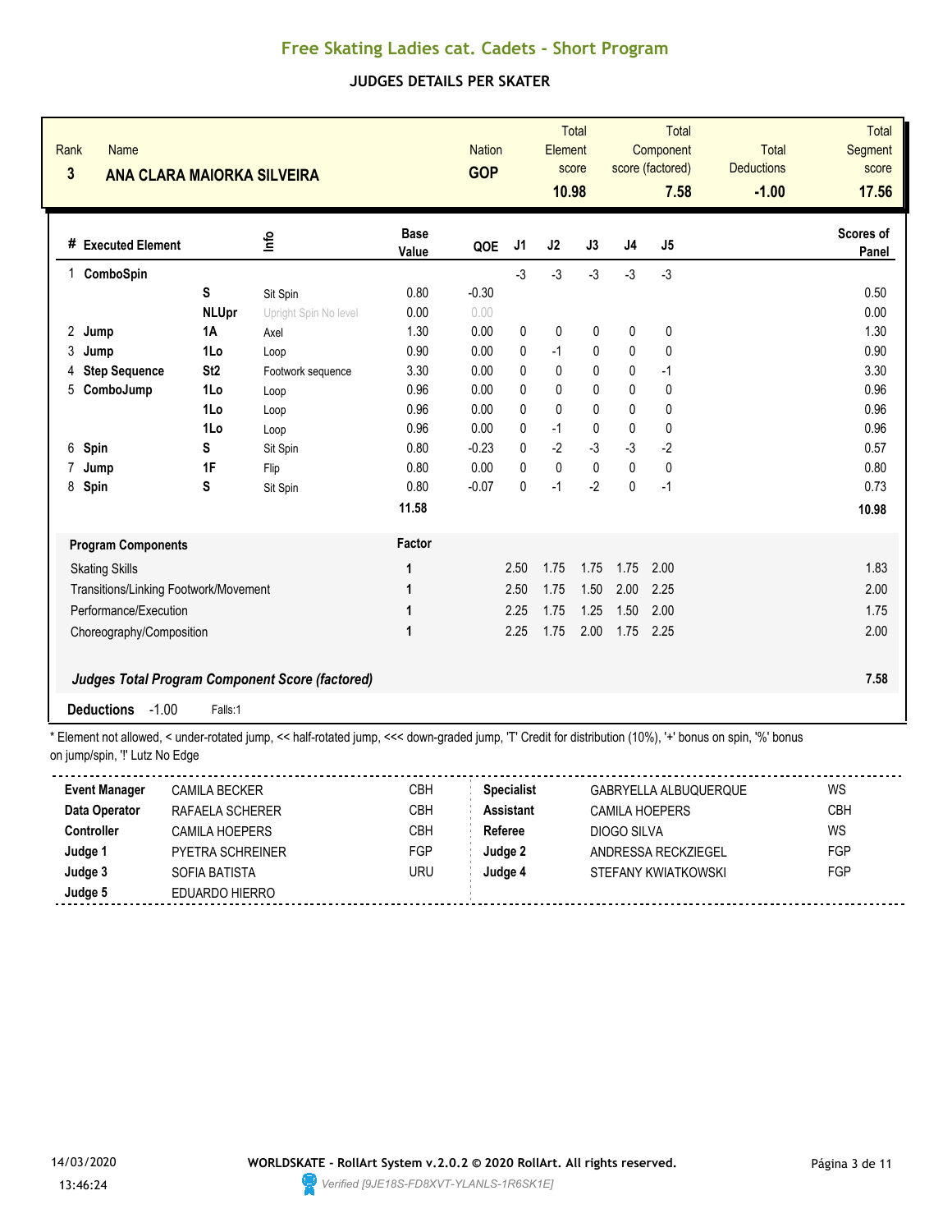# Free Skating Ladies cat. Cadets - Short Program

## JUDGES DETAILS PER SKATER

| Rank | Name | Nation | Total Element score | Total Component score (factored) | Total Deductions | Total Segment score |
|---|---|---|---|---|---|---|
| 3 | ANA CLARA MAIORKA SILVEIRA | GOP | 10.98 | 7.58 | -1.00 | 17.56 |

| # | Executed Element | | Info | Base Value | QOE | J1 | J2 | J3 | J4 | J5 | Scores of Panel |
|---|---|---|---|---|---|---|---|---|---|---|---|
| 1 | ComboSpin | | | | | -3 | -3 | -3 | -3 | -3 | |
| | | S | Sit Spin | 0.80 | -0.30 | | | | | | 0.50 |
| | | NLUpr | Upright Spin No level | 0.00 | 0.00 | | | | | | 0.00 |
| 2 | Jump | 1A | Axel | 1.30 | 0.00 | 0 | 0 | 0 | 0 | 0 | 1.30 |
| 3 | Jump | 1Lo | Loop | 0.90 | 0.00 | 0 | -1 | 0 | 0 | 0 | 0.90 |
| 4 | Step Sequence | St2 | Footwork sequence | 3.30 | 0.00 | 0 | 0 | 0 | 0 | -1 | 3.30 |
| 5 | ComboJump | 1Lo | Loop | 0.96 | 0.00 | 0 | 0 | 0 | 0 | 0 | 0.96 |
| | | 1Lo | Loop | 0.96 | 0.00 | 0 | 0 | 0 | 0 | 0 | 0.96 |
| | | 1Lo | Loop | 0.96 | 0.00 | 0 | -1 | 0 | 0 | 0 | 0.96 |
| 6 | Spin | S | Sit Spin | 0.80 | -0.23 | 0 | -2 | -3 | -3 | -2 | 0.57 |
| 7 | Jump | 1F | Flip | 0.80 | 0.00 | 0 | 0 | 0 | 0 | 0 | 0.80 |
| 8 | Spin | S | Sit Spin | 0.80 | -0.07 | 0 | -1 | -2 | 0 | -1 | 0.73 |
| | | | | 11.58 | | | | | | | 10.98 |

| Program Components | Factor | J1 | J2 | J3 | J4 | J5 | Scores of Panel |
|---|---|---|---|---|---|---|---|
| Skating Skills | 1 | 2.50 | 1.75 | 1.75 | 1.75 | 2.00 | 1.83 |
| Transitions/Linking Footwork/Movement | 1 | 2.50 | 1.75 | 1.50 | 2.00 | 2.25 | 2.00 |
| Performance/Execution | 1 | 2.25 | 1.75 | 1.25 | 1.50 | 2.00 | 1.75 |
| Choreography/Composition | 1 | 2.25 | 1.75 | 2.00 | 1.75 | 2.25 | 2.00 |
| ***Judges Total Program Component Score (factored)*** | | | | | | | 7.58 |

**Deductions** -1.00 Falls:1

\* Element not allowed, < under-rotated jump, << half-rotated jump, <<< down-graded jump, 'T' Credit for distribution (10%), '+' bonus on spin, '%' bonus on jump/spin, '!' Lutz No Edge

| | | | | | |
|---|---|---|---|---|---|
| **Event Manager** | CAMILA BECKER | CBH | **Specialist** | GABRYELLA ALBUQUERQUE | WS |
| **Data Operator** | RAFAELA SCHERER | CBH | **Assistant** | CAMILA HOEPERS | CBH |
| **Controller** | CAMILA HOEPERS | CBH | **Referee** | DIOGO SILVA | WS |
| **Judge 1** | PYETRA SCHREINER | FGP | **Judge 2** | ANDRESSA RECKZIEGEL | FGP |
| **Judge 3** | SOFIA BATISTA | URU | **Judge 4** | STEFANY KWIATKOWSKI | FGP |
| **Judge 5** | EDUARDO HIERRO | | | | |

14/03/2020 13:46:24

WORLDSKATE - RollArt System v.2.0.2 © 2020 RollArt. All rights reserved.

Verified [9JE18S-FD8XVT-YLANLS-1R6SK1E]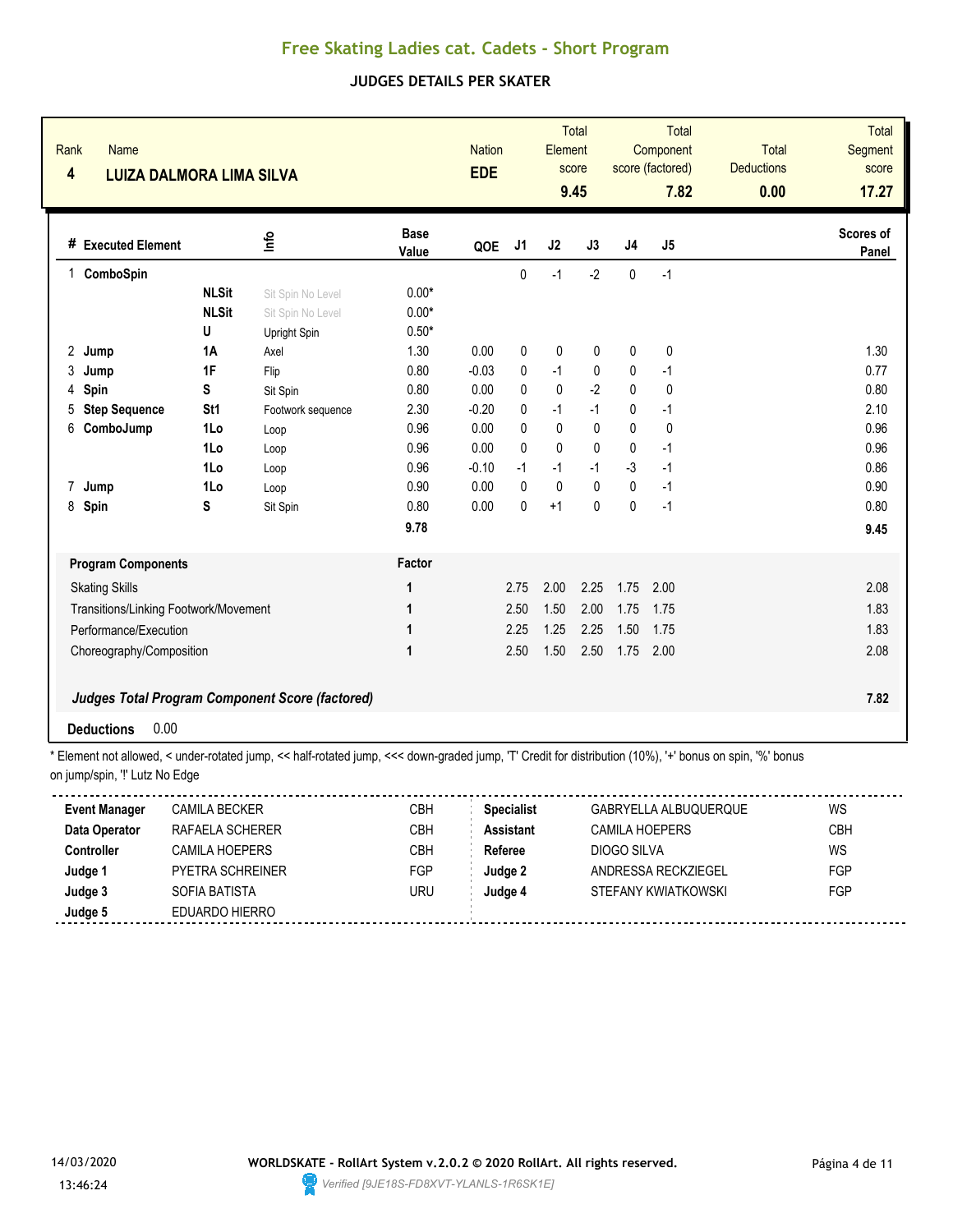# Free Skating Ladies cat. Cadets - Short Program

## JUDGES DETAILS PER SKATER

| Rank | Name | Nation | Total Element score | Total Component score (factored) | Total Deductions | Total Segment score |
|---|---|---|---|---|---|---|
| 4 | LUIZA DALMORA LIMA SILVA | EDE | 9.45 | 7.82 | 0.00 | 17.27 |

| # | Executed Element | | Info | Base Value | QOE | J1 | J2 | J3 | J4 | J5 | Scores of Panel |
|---|---|---|---|---|---|---|---|---|---|---|---|
| 1 | ComboSpin | | | | | 0 | -1 | -2 | 0 | -1 | |
| | | NLSit | Sit Spin No Level | 0.00* | | | | | | | |
| | | NLSit | Sit Spin No Level | 0.00* | | | | | | | |
| | | U | Upright Spin | 0.50* | | | | | | | |
| 2 | Jump | 1A | Axel | 1.30 | 0.00 | 0 | 0 | 0 | 0 | 0 | 1.30 |
| 3 | Jump | 1F | Flip | 0.80 | -0.03 | 0 | -1 | 0 | 0 | -1 | 0.77 |
| 4 | Spin | S | Sit Spin | 0.80 | 0.00 | 0 | 0 | -2 | 0 | 0 | 0.80 |
| 5 | Step Sequence | St1 | Footwork sequence | 2.30 | -0.20 | 0 | -1 | -1 | 0 | -1 | 2.10 |
| 6 | ComboJump | 1Lo | Loop | 0.96 | 0.00 | 0 | 0 | 0 | 0 | 0 | 0.96 |
| | | 1Lo | Loop | 0.96 | 0.00 | 0 | 0 | 0 | 0 | -1 | 0.96 |
| | | 1Lo | Loop | 0.96 | -0.10 | -1 | -1 | -1 | -3 | -1 | 0.86 |
| 7 | Jump | 1Lo | Loop | 0.90 | 0.00 | 0 | 0 | 0 | 0 | -1 | 0.90 |
| 8 | Spin | S | Sit Spin | 0.80 | 0.00 | 0 | +1 | 0 | 0 | -1 | 0.80 |
| | | | | 9.78 | | | | | | | 9.45 |

| Program Components | Factor | J1 | J2 | J3 | J4 | J5 | |
|---|---|---|---|---|---|---|---|
| Skating Skills | 1 | 2.75 | 2.00 | 2.25 | 1.75 | 2.00 | 2.08 |
| Transitions/Linking Footwork/Movement | 1 | 2.50 | 1.50 | 2.00 | 1.75 | 1.75 | 1.83 |
| Performance/Execution | 1 | 2.25 | 1.25 | 2.25 | 1.50 | 1.75 | 1.83 |
| Choreography/Composition | 1 | 2.50 | 1.50 | 2.50 | 1.75 | 2.00 | 2.08 |
| *Judges Total Program Component Score (factored)* | | | | | | | 7.82 |

**Deductions** 0.00

* Element not allowed, < under-rotated jump, << half-rotated jump, <<< down-graded jump, 'T' Credit for distribution (10%), '+' bonus on spin, '%' bonus on jump/spin, '!' Lutz No Edge

| | | | | | |
|---|---|---|---|---|---|
| **Event Manager** | CAMILA BECKER | CBH | **Specialist** | GABRYELLA ALBUQUERQUE | WS |
| **Data Operator** | RAFAELA SCHERER | CBH | **Assistant** | CAMILA HOEPERS | CBH |
| **Controller** | CAMILA HOEPERS | CBH | **Referee** | DIOGO SILVA | WS |
| **Judge 1** | PYETRA SCHREINER | FGP | **Judge 2** | ANDRESSA RECKZIEGEL | FGP |
| **Judge 3** | SOFIA BATISTA | URU | **Judge 4** | STEFANY KWIATKOWSKI | FGP |
| **Judge 5** | EDUARDO HIERRO | | | | |

14/03/2020 13:46:24

WORLDSKATE - RollArt System v.2.0.2 © 2020 RollArt. All rights reserved.

Verified [9JE18S-FD8XVT-YLANLS-1R6SK1E]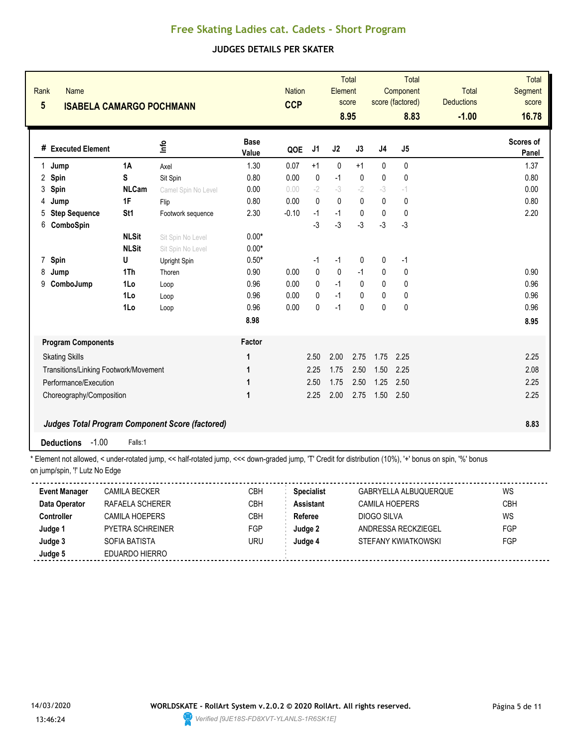# Free Skating Ladies cat. Cadets - Short Program

## JUDGES DETAILS PER SKATER

| Rank | Name | Nation | Total Element score | Total Component score (factored) | Total Deductions | Total Segment score |
|---|---|---|---|---|---|---|
| 5 | ISABELA CAMARGO POCHMANN | CCP | 8.95 | 8.83 | -1.00 | 16.78 |

| # | Executed Element | | Info | Base Value | QOE | J1 | J2 | J3 | J4 | J5 | Scores of Panel |
|---|---|---|---|---|---|---|---|---|---|---|---|
| 1 | Jump | 1A | Axel | 1.30 | 0.07 | +1 | 0 | +1 | 0 | 0 | 1.37 |
| 2 | Spin | S | Sit Spin | 0.80 | 0.00 | 0 | -1 | 0 | 0 | 0 | 0.80 |
| 3 | Spin | NLCam | Camel Spin No Level | 0.00 | 0.00 | -2 | -3 | -2 | -3 | -1 | 0.00 |
| 4 | Jump | 1F | Flip | 0.80 | 0.00 | 0 | 0 | 0 | 0 | 0 | 0.80 |
| 5 | Step Sequence | St1 | Footwork sequence | 2.30 | -0.10 | -1 | -1 | 0 | 0 | 0 | 2.20 |
| 6 | ComboSpin | | | | | -3 | -3 | -3 | -3 | -3 | |
| | | NLSit | Sit Spin No Level | 0.00* | | | | | | | |
| | | NLSit | Sit Spin No Level | 0.00* | | | | | | | |
| 7 | Spin | U | Upright Spin | 0.50* | | -1 | -1 | 0 | 0 | -1 | |
| 8 | Jump | 1Th | Thoren | 0.90 | 0.00 | 0 | 0 | -1 | 0 | 0 | 0.90 |
| 9 | ComboJump | 1Lo | Loop | 0.96 | 0.00 | 0 | -1 | 0 | 0 | 0 | 0.96 |
| | | 1Lo | Loop | 0.96 | 0.00 | 0 | -1 | 0 | 0 | 0 | 0.96 |
| | | 1Lo | Loop | 0.96 | 0.00 | 0 | -1 | 0 | 0 | 0 | 0.96 |
| | | | | 8.98 | | | | | | | 8.95 |

| Program Components | Factor | J1 | J2 | J3 | J4 | J5 | |
|---|---|---|---|---|---|---|---|
| Skating Skills | 1 | 2.50 | 2.00 | 2.75 | 1.75 | 2.25 | 2.25 |
| Transitions/Linking Footwork/Movement | 1 | 2.25 | 1.75 | 2.50 | 1.50 | 2.25 | 2.08 |
| Performance/Execution | 1 | 2.50 | 1.75 | 2.50 | 1.25 | 2.50 | 2.25 |
| Choreography/Composition | 1 | 2.25 | 2.00 | 2.75 | 1.50 | 2.50 | 2.25 |

***Judges Total Program Component Score (factored)*** **8.83**

**Deductions** -1.00 Falls:1

\* Element not allowed, < under-rotated jump, << half-rotated jump, <<< down-graded jump, 'T' Credit for distribution (10%), '+' bonus on spin, '%' bonus on jump/spin, '!' Lutz No Edge

| | | | | | |
|---|---|---|---|---|---|
| **Event Manager** | CAMILA BECKER | CBH | **Specialist** | GABRYELLA ALBUQUERQUE | WS |
| **Data Operator** | RAFAELA SCHERER | CBH | **Assistant** | CAMILA HOEPERS | CBH |
| **Controller** | CAMILA HOEPERS | CBH | **Referee** | DIOGO SILVA | WS |
| **Judge 1** | PYETRA SCHREINER | FGP | **Judge 2** | ANDRESSA RECKZIEGEL | FGP |
| **Judge 3** | SOFIA BATISTA | URU | **Judge 4** | STEFANY KWIATKOWSKI | FGP |
| **Judge 5** | EDUARDO HIERRO | | | | |

14/03/2020 13:46:24

WORLDSKATE - RollArt System v.2.0.2 © 2020 RollArt. All rights reserved.

Verified [9JE18S-FD8XVT-YLANLS-1R6SK1E]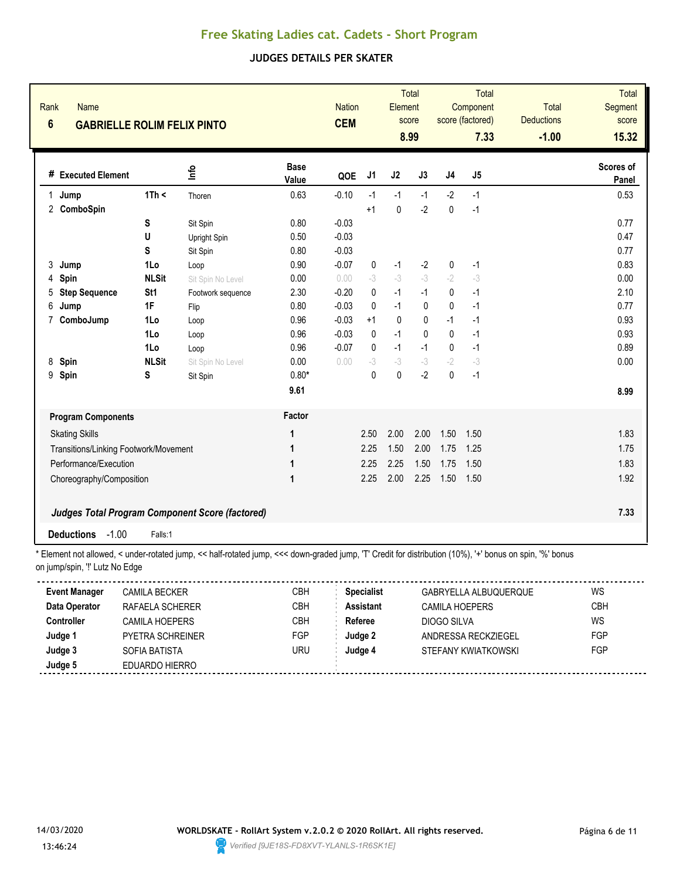# Free Skating Ladies cat. Cadets - Short Program

## JUDGES DETAILS PER SKATER

| Rank | Name | Nation | Total Element score | Total Component score (factored) | Total Deductions | Total Segment score |
|---|---|---|---|---|---|---|
| 6 | GABRIELLE ROLIM FELIX PINTO | CEM | 8.99 | 7.33 | -1.00 | 15.32 |

| # | Executed Element | | Info | Base Value | QOE | J1 | J2 | J3 | J4 | J5 | Scores of Panel |
|---|---|---|---|---|---|---|---|---|---|---|---|
| 1 | Jump | 1Th < | Thoren | 0.63 | -0.10 | -1 | -1 | -1 | -2 | -1 | 0.53 |
| 2 | ComboSpin | | | | | +1 | 0 | -2 | 0 | -1 | |
| | | S | Sit Spin | 0.80 | -0.03 | | | | | | 0.77 |
| | | U | Upright Spin | 0.50 | -0.03 | | | | | | 0.47 |
| | | S | Sit Spin | 0.80 | -0.03 | | | | | | 0.77 |
| 3 | Jump | 1Lo | Loop | 0.90 | -0.07 | 0 | -1 | -2 | 0 | -1 | 0.83 |
| 4 | Spin | NLSit | Sit Spin No Level | 0.00 | 0.00 | -3 | -3 | -3 | -2 | -3 | 0.00 |
| 5 | Step Sequence | St1 | Footwork sequence | 2.30 | -0.20 | 0 | -1 | -1 | 0 | -1 | 2.10 |
| 6 | Jump | 1F | Flip | 0.80 | -0.03 | 0 | -1 | 0 | 0 | -1 | 0.77 |
| 7 | ComboJump | 1Lo | Loop | 0.96 | -0.03 | +1 | 0 | 0 | -1 | -1 | 0.93 |
| | | 1Lo | Loop | 0.96 | -0.03 | 0 | -1 | 0 | 0 | -1 | 0.93 |
| | | 1Lo | Loop | 0.96 | -0.07 | 0 | -1 | -1 | 0 | -1 | 0.89 |
| 8 | Spin | NLSit | Sit Spin No Level | 0.00 | 0.00 | -3 | -3 | -3 | -2 | -3 | 0.00 |
| 9 | Spin | S | Sit Spin | 0.80* | | 0 | 0 | -2 | 0 | -1 | |
| | | | | 9.61 | | | | | | | 8.99 |

| Program Components | Factor | J1 | J2 | J3 | J4 | J5 | |
|---|---|---|---|---|---|---|---|
| Skating Skills | 1 | 2.50 | 2.00 | 2.00 | 1.50 | 1.50 | 1.83 |
| Transitions/Linking Footwork/Movement | 1 | 2.25 | 1.50 | 2.00 | 1.75 | 1.25 | 1.75 |
| Performance/Execution | 1 | 2.25 | 2.25 | 1.50 | 1.75 | 1.50 | 1.83 |
| Choreography/Composition | 1 | 2.25 | 2.00 | 2.25 | 1.50 | 1.50 | 1.92 |

***Judges Total Program Component Score (factored)*** **7.33**

**Deductions** -1.00 Falls:1

\* Element not allowed, < under-rotated jump, << half-rotated jump, <<< down-graded jump, 'T' Credit for distribution (10%), '+' bonus on spin, '%' bonus on jump/spin, '!' Lutz No Edge

| | | | | | |
|---|---|---|---|---|---|
| **Event Manager** | CAMILA BECKER | CBH | **Specialist** | GABRYELLA ALBUQUERQUE | WS |
| **Data Operator** | RAFAELA SCHERER | CBH | **Assistant** | CAMILA HOEPERS | CBH |
| **Controller** | CAMILA HOEPERS | CBH | **Referee** | DIOGO SILVA | WS |
| **Judge 1** | PYETRA SCHREINER | FGP | **Judge 2** | ANDRESSA RECKZIEGEL | FGP |
| **Judge 3** | SOFIA BATISTA | URU | **Judge 4** | STEFANY KWIATKOWSKI | FGP |
| **Judge 5** | EDUARDO HIERRO | | | | |

14/03/2020 13:46:24

WORLDSKATE - RollArt System v.2.0.2 © 2020 RollArt. All rights reserved.

Verified [9JE18S-FD8XVT-YLANLS-1R6SK1E]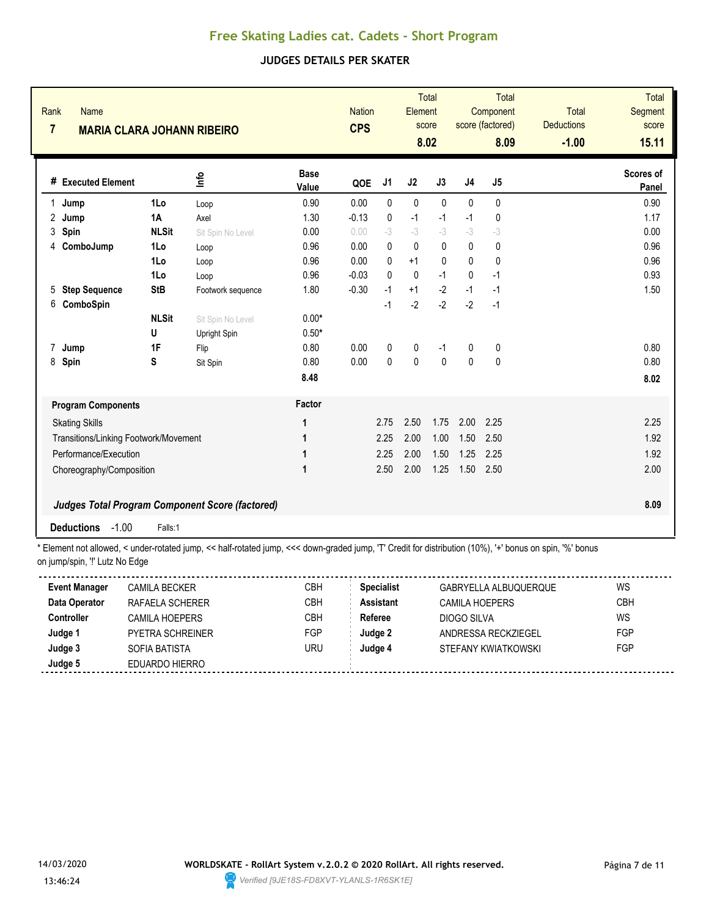# Free Skating Ladies cat. Cadets - Short Program

## JUDGES DETAILS PER SKATER

| Rank | Name | Nation | Total Element score | Total Component score (factored) | Total Deductions | Total Segment score |
|---|---|---|---|---|---|---|
| 7 | **MARIA CLARA JOHANN RIBEIRO** | **CPS** | **8.02** | **8.09** | **-1.00** | **15.11** |

| # | Executed Element | | Info | Base Value | QOE | J1 | J2 | J3 | J4 | J5 | Scores of Panel |
|---|---|---|---|---|---|---|---|---|---|---|---|
| 1 | **Jump** | **1Lo** | Loop | 0.90 | 0.00 | 0 | 0 | 0 | 0 | 0 | 0.90 |
| 2 | **Jump** | **1A** | Axel | 1.30 | -0.13 | 0 | -1 | -1 | -1 | 0 | 1.17 |
| 3 | **Spin** | **NLSit** | Sit Spin No Level | 0.00 | 0.00 | -3 | -3 | -3 | -3 | -3 | 0.00 |
| 4 | **ComboJump** | **1Lo** | Loop | 0.96 | 0.00 | 0 | 0 | 0 | 0 | 0 | 0.96 |
| | | **1Lo** | Loop | 0.96 | 0.00 | 0 | +1 | 0 | 0 | 0 | 0.96 |
| | | **1Lo** | Loop | 0.96 | -0.03 | 0 | 0 | -1 | 0 | -1 | 0.93 |
| 5 | **Step Sequence** | **StB** | Footwork sequence | 1.80 | -0.30 | -1 | +1 | -2 | -1 | -1 | 1.50 |
| 6 | **ComboSpin** | | | | | -1 | -2 | -2 | -2 | -1 | |
| | | **NLSit** | Sit Spin No Level | 0.00* | | | | | | | |
| | | **U** | Upright Spin | 0.50* | | | | | | | |
| 7 | **Jump** | **1F** | Flip | 0.80 | 0.00 | 0 | 0 | -1 | 0 | 0 | 0.80 |
| 8 | **Spin** | **S** | Sit Spin | 0.80 | 0.00 | 0 | 0 | 0 | 0 | 0 | 0.80 |
| | | | | **8.48** | | | | | | | **8.02** |

| Program Components | Factor | J1 | J2 | J3 | J4 | J5 | |
|---|---|---|---|---|---|---|---|
| Skating Skills | 1 | 2.75 | 2.50 | 1.75 | 2.00 | 2.25 | 2.25 |
| Transitions/Linking Footwork/Movement | 1 | 2.25 | 2.00 | 1.00 | 1.50 | 2.50 | 1.92 |
| Performance/Execution | 1 | 2.25 | 2.00 | 1.50 | 1.25 | 2.25 | 1.92 |
| Choreography/Composition | 1 | 2.50 | 2.00 | 1.25 | 1.50 | 2.50 | 2.00 |
| ***Judges Total Program Component Score (factored)*** | | | | | | | **8.09** |

**Deductions** -1.00 Falls:1

\* Element not allowed, < under-rotated jump, << half-rotated jump, <<< down-graded jump, 'T' Credit for distribution (10%), '+' bonus on spin, '%' bonus on jump/spin, '!' Lutz No Edge

| | | | | | |
|---|---|---|---|---|---|
| **Event Manager** | CAMILA BECKER | CBH | **Specialist** | GABRYELLA ALBUQUERQUE | WS |
| **Data Operator** | RAFAELA SCHERER | CBH | **Assistant** | CAMILA HOEPERS | CBH |
| **Controller** | CAMILA HOEPERS | CBH | **Referee** | DIOGO SILVA | WS |
| **Judge 1** | PYETRA SCHREINER | FGP | **Judge 2** | ANDRESSA RECKZIEGEL | FGP |
| **Judge 3** | SOFIA BATISTA | URU | **Judge 4** | STEFANY KWIATKOWSKI | FGP |
| **Judge 5** | EDUARDO HIERRO | | | | |

14/03/2020 13:46:24

WORLDSKATE - RollArt System v.2.0.2 © 2020 RollArt. All rights reserved.

Verified [9JE18S-FD8XVT-YLANLS-1R6SK1E]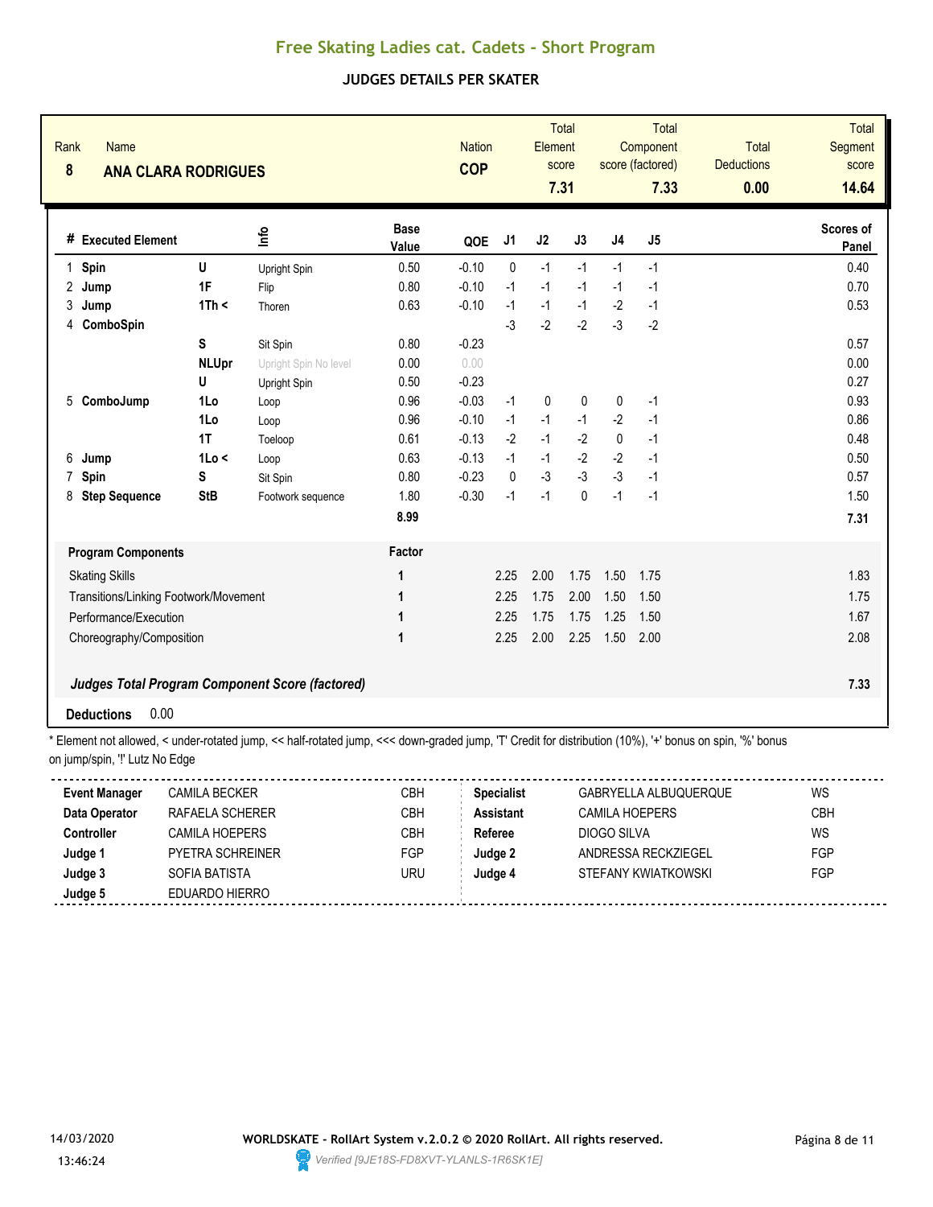# Free Skating Ladies cat. Cadets - Short Program

## JUDGES DETAILS PER SKATER

| Rank | Name | Nation | Total Element score | Total Component score (factored) | Total Deductions | Total Segment score |
|---|---|---|---|---|---|---|
| 8 | **ANA CLARA RODRIGUES** | **COP** | **7.31** | **7.33** | **0.00** | **14.64** |

| # | Executed Element | | Info | Base Value | QOE | J1 | J2 | J3 | J4 | J5 | Scores of Panel |
|---|---|---|---|---|---|---|---|---|---|---|---|
| 1 | **Spin** | **U** | Upright Spin | 0.50 | -0.10 | 0 | -1 | -1 | -1 | -1 | 0.40 |
| 2 | **Jump** | **1F** | Flip | 0.80 | -0.10 | -1 | -1 | -1 | -1 | -1 | 0.70 |
| 3 | **Jump** | **1Th <** | Thoren | 0.63 | -0.10 | -1 | -1 | -1 | -2 | -1 | 0.53 |
| 4 | **ComboSpin** | | | | | -3 | -2 | -2 | -3 | -2 | |
| | | **S** | Sit Spin | 0.80 | -0.23 | | | | | | 0.57 |
| | | **NLUpr** | Upright Spin No level | 0.00 | 0.00 | | | | | | 0.00 |
| | | **U** | Upright Spin | 0.50 | -0.23 | | | | | | 0.27 |
| 5 | **ComboJump** | **1Lo** | Loop | 0.96 | -0.03 | -1 | 0 | 0 | 0 | -1 | 0.93 |
| | | **1Lo** | Loop | 0.96 | -0.10 | -1 | -1 | -1 | -2 | -1 | 0.86 |
| | | **1T** | Toeloop | 0.61 | -0.13 | -2 | -1 | -2 | 0 | -1 | 0.48 |
| 6 | **Jump** | **1Lo <** | Loop | 0.63 | -0.13 | -1 | -1 | -2 | -2 | -1 | 0.50 |
| 7 | **Spin** | **S** | Sit Spin | 0.80 | -0.23 | 0 | -3 | -3 | -3 | -1 | 0.57 |
| 8 | **Step Sequence** | **StB** | Footwork sequence | 1.80 | -0.30 | -1 | -1 | 0 | -1 | -1 | 1.50 |
| | | | | **8.99** | | | | | | | **7.31** |

| Program Components | Factor | J1 | J2 | J3 | J4 | J5 | |
|---|---|---|---|---|---|---|---|
| Skating Skills | 1 | 2.25 | 2.00 | 1.75 | 1.50 | 1.75 | 1.83 |
| Transitions/Linking Footwork/Movement | 1 | 2.25 | 1.75 | 2.00 | 1.50 | 1.50 | 1.75 |
| Performance/Execution | 1 | 2.25 | 1.75 | 1.75 | 1.25 | 1.50 | 1.67 |
| Choreography/Composition | 1 | 2.25 | 2.00 | 2.25 | 1.50 | 2.00 | 2.08 |
| ***Judges Total Program Component Score (factored)*** | | | | | | | **7.33** |

**Deductions** 0.00

* Element not allowed, < under-rotated jump, << half-rotated jump, <<< down-graded jump, 'T' Credit for distribution (10%), '+' bonus on spin, '%' bonus on jump/spin, '!' Lutz No Edge

| | | | | | |
|---|---|---|---|---|---|
| **Event Manager** | CAMILA BECKER | CBH | **Specialist** | GABRYELLA ALBUQUERQUE | WS |
| **Data Operator** | RAFAELA SCHERER | CBH | **Assistant** | CAMILA HOEPERS | CBH |
| **Controller** | CAMILA HOEPERS | CBH | **Referee** | DIOGO SILVA | WS |
| **Judge 1** | PYETRA SCHREINER | FGP | **Judge 2** | ANDRESSA RECKZIEGEL | FGP |
| **Judge 3** | SOFIA BATISTA | URU | **Judge 4** | STEFANY KWIATKOWSKI | FGP |
| **Judge 5** | EDUARDO HIERRO | | | | |

14/03/2020 13:46:24

WORLDSKATE - RollArt System v.2.0.2 © 2020 RollArt. All rights reserved.

Verified [9JE18S-FD8XVT-YLANLS-1R6SK1E]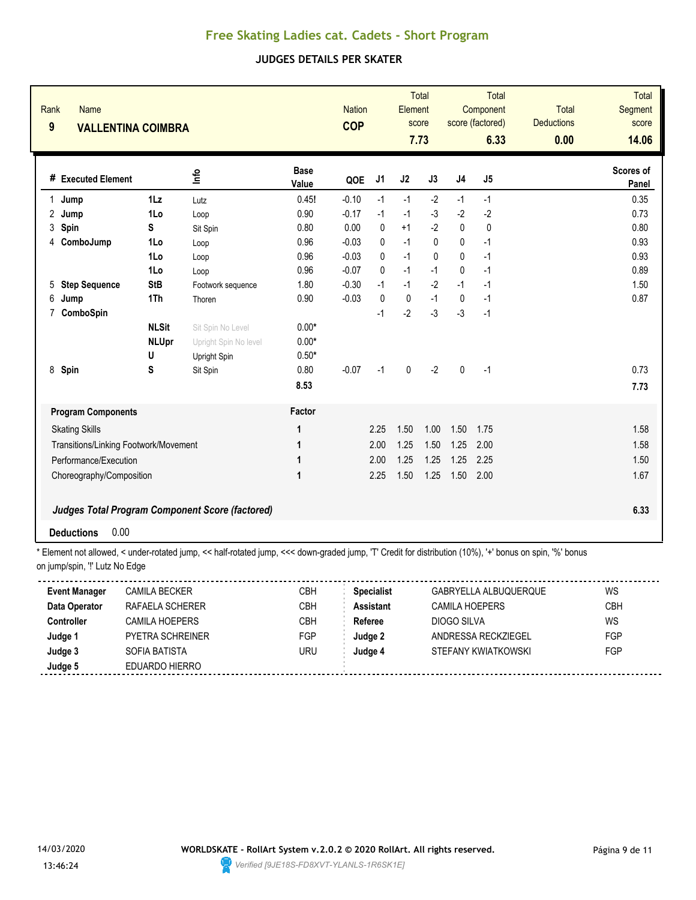# Free Skating Ladies cat. Cadets - Short Program

## JUDGES DETAILS PER SKATER

| Rank | Name | Nation | Total Element score | Total Component score (factored) | Total Deductions | Total Segment score |
|---|---|---|---|---|---|---|
| 9 | VALLENTINA COIMBRA | COP | 7.73 | 6.33 | 0.00 | 14.06 |

| # | Executed Element | | Info | Base Value | QOE | J1 | J2 | J3 | J4 | J5 | Scores of Panel |
|---|---|---|---|---|---|---|---|---|---|---|---|
| 1 | Jump | 1Lz | Lutz | 0.45! | -0.10 | -1 | -1 | -2 | -1 | -1 | 0.35 |
| 2 | Jump | 1Lo | Loop | 0.90 | -0.17 | -1 | -1 | -3 | -2 | -2 | 0.73 |
| 3 | Spin | S | Sit Spin | 0.80 | 0.00 | 0 | +1 | -2 | 0 | 0 | 0.80 |
| 4 | ComboJump | 1Lo | Loop | 0.96 | -0.03 | 0 | -1 | 0 | 0 | -1 | 0.93 |
| | | 1Lo | Loop | 0.96 | -0.03 | 0 | -1 | 0 | 0 | -1 | 0.93 |
| | | 1Lo | Loop | 0.96 | -0.07 | 0 | -1 | -1 | 0 | -1 | 0.89 |
| 5 | Step Sequence | StB | Footwork sequence | 1.80 | -0.30 | -1 | -1 | -2 | -1 | -1 | 1.50 |
| 6 | Jump | 1Th | Thoren | 0.90 | -0.03 | 0 | 0 | -1 | 0 | -1 | 0.87 |
| 7 | ComboSpin | | | | | -1 | -2 | -3 | -3 | -1 | |
| | | NLSit | Sit Spin No Level | 0.00* | | | | | | | |
| | | NLUpr | Upright Spin No level | 0.00* | | | | | | | |
| | | U | Upright Spin | 0.50* | | | | | | | |
| 8 | Spin | S | Sit Spin | 0.80 | -0.07 | -1 | 0 | -2 | 0 | -1 | 0.73 |
| | | | | 8.53 | | | | | | | 7.73 |

| Program Components | Factor | J1 | J2 | J3 | J4 | J5 | |
|---|---|---|---|---|---|---|---|
| Skating Skills | 1 | 2.25 | 1.50 | 1.00 | 1.50 | 1.75 | 1.58 |
| Transitions/Linking Footwork/Movement | 1 | 2.00 | 1.25 | 1.50 | 1.25 | 2.00 | 1.58 |
| Performance/Execution | 1 | 2.00 | 1.25 | 1.25 | 1.25 | 2.25 | 1.50 |
| Choreography/Composition | 1 | 2.25 | 1.50 | 1.25 | 1.50 | 2.00 | 1.67 |

***Judges Total Program Component Score (factored)*** **6.33**

**Deductions** 0.00

\* Element not allowed, < under-rotated jump, << half-rotated jump, <<< down-graded jump, 'T' Credit for distribution (10%), '+' bonus on spin, '%' bonus on jump/spin, '!' Lutz No Edge

| | | | | | |
|---|---|---|---|---|---|
| **Event Manager** | CAMILA BECKER | CBH | **Specialist** | GABRYELLA ALBUQUERQUE | WS |
| **Data Operator** | RAFAELA SCHERER | CBH | **Assistant** | CAMILA HOEPERS | CBH |
| **Controller** | CAMILA HOEPERS | CBH | **Referee** | DIOGO SILVA | WS |
| **Judge 1** | PYETRA SCHREINER | FGP | **Judge 2** | ANDRESSA RECKZIEGEL | FGP |
| **Judge 3** | SOFIA BATISTA | URU | **Judge 4** | STEFANY KWIATKOWSKI | FGP |
| **Judge 5** | EDUARDO HIERRO | | | | |

14/03/2020 13:46:24

WORLDSKATE - RollArt System v.2.0.2 © 2020 RollArt. All rights reserved.

Verified [9JE18S-FD8XVT-YLANLS-1R6SK1E]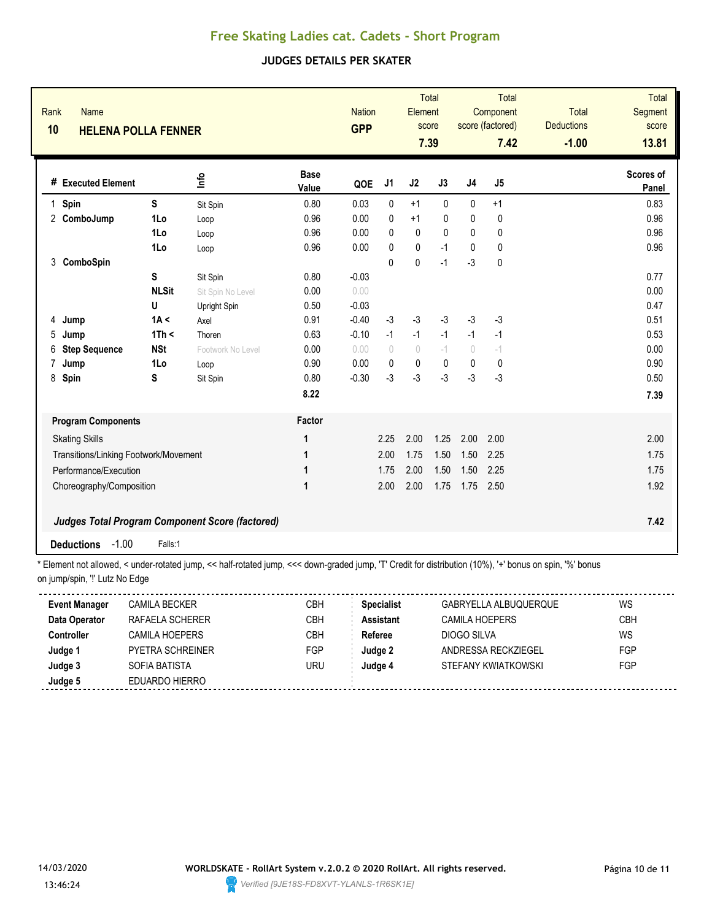# Free Skating Ladies cat. Cadets - Short Program

## JUDGES DETAILS PER SKATER

| Rank | Name | Nation | Total Element score | Total Component score (factored) | Total Deductions | Total Segment score |
|---|---|---|---|---|---|---|
| 10 | HELENA POLLA FENNER | GPP | 7.39 | 7.42 | -1.00 | 13.81 |

| # | Executed Element | | Info | Base Value | QOE | J1 | J2 | J3 | J4 | J5 | Scores of Panel |
|---|---|---|---|---|---|---|---|---|---|---|---|
| 1 | Spin | S | Sit Spin | 0.80 | 0.03 | 0 | +1 | 0 | 0 | +1 | 0.83 |
| 2 | ComboJump | 1Lo | Loop | 0.96 | 0.00 | 0 | +1 | 0 | 0 | 0 | 0.96 |
| | | 1Lo | Loop | 0.96 | 0.00 | 0 | 0 | 0 | 0 | 0 | 0.96 |
| | | 1Lo | Loop | 0.96 | 0.00 | 0 | 0 | -1 | 0 | 0 | 0.96 |
| 3 | ComboSpin | | | | | 0 | 0 | -1 | -3 | 0 | |
| | | S | Sit Spin | 0.80 | -0.03 | | | | | | 0.77 |
| | | NLSit | Sit Spin No Level | 0.00 | 0.00 | | | | | | 0.00 |
| | | U | Upright Spin | 0.50 | -0.03 | | | | | | 0.47 |
| 4 | Jump | 1A < | Axel | 0.91 | -0.40 | -3 | -3 | -3 | -3 | -3 | 0.51 |
| 5 | Jump | 1Th < | Thoren | 0.63 | -0.10 | -1 | -1 | -1 | -1 | -1 | 0.53 |
| 6 | Step Sequence | NSt | Footwork No Level | 0.00 | 0.00 | 0 | 0 | -1 | 0 | -1 | 0.00 |
| 7 | Jump | 1Lo | Loop | 0.90 | 0.00 | 0 | 0 | 0 | 0 | 0 | 0.90 |
| 8 | Spin | S | Sit Spin | 0.80 | -0.30 | -3 | -3 | -3 | -3 | -3 | 0.50 |
| | | | | 8.22 | | | | | | | 7.39 |

| Program Components | Factor | J1 | J2 | J3 | J4 | J5 | |
|---|---|---|---|---|---|---|---|
| Skating Skills | 1 | 2.25 | 2.00 | 1.25 | 2.00 | 2.00 | 2.00 |
| Transitions/Linking Footwork/Movement | 1 | 2.00 | 1.75 | 1.50 | 1.50 | 2.25 | 1.75 |
| Performance/Execution | 1 | 1.75 | 2.00 | 1.50 | 1.50 | 2.25 | 1.75 |
| Choreography/Composition | 1 | 2.00 | 2.00 | 1.75 | 1.75 | 2.50 | 1.92 |

***Judges Total Program Component Score (factored)*** **7.42**

**Deductions** -1.00 Falls:1

* Element not allowed, < under-rotated jump, << half-rotated jump, <<< down-graded jump, 'T' Credit for distribution (10%), '+' bonus on spin, '%' bonus on jump/spin, '!' Lutz No Edge

| | | | | | |
|---|---|---|---|---|---|
| **Event Manager** | CAMILA BECKER | CBH | **Specialist** | GABRYELLA ALBUQUERQUE | WS |
| **Data Operator** | RAFAELA SCHERER | CBH | **Assistant** | CAMILA HOEPERS | CBH |
| **Controller** | CAMILA HOEPERS | CBH | **Referee** | DIOGO SILVA | WS |
| **Judge 1** | PYETRA SCHREINER | FGP | **Judge 2** | ANDRESSA RECKZIEGEL | FGP |
| **Judge 3** | SOFIA BATISTA | URU | **Judge 4** | STEFANY KWIATKOWSKI | FGP |
| **Judge 5** | EDUARDO HIERRO | | | | |

14/03/2020
13:46:24

WORLDSKATE - RollArt System v.2.0.2 © 2020 RollArt. All rights reserved.

Verified [9JE18S-FD8XVT-YLANLS-1R6SK1E]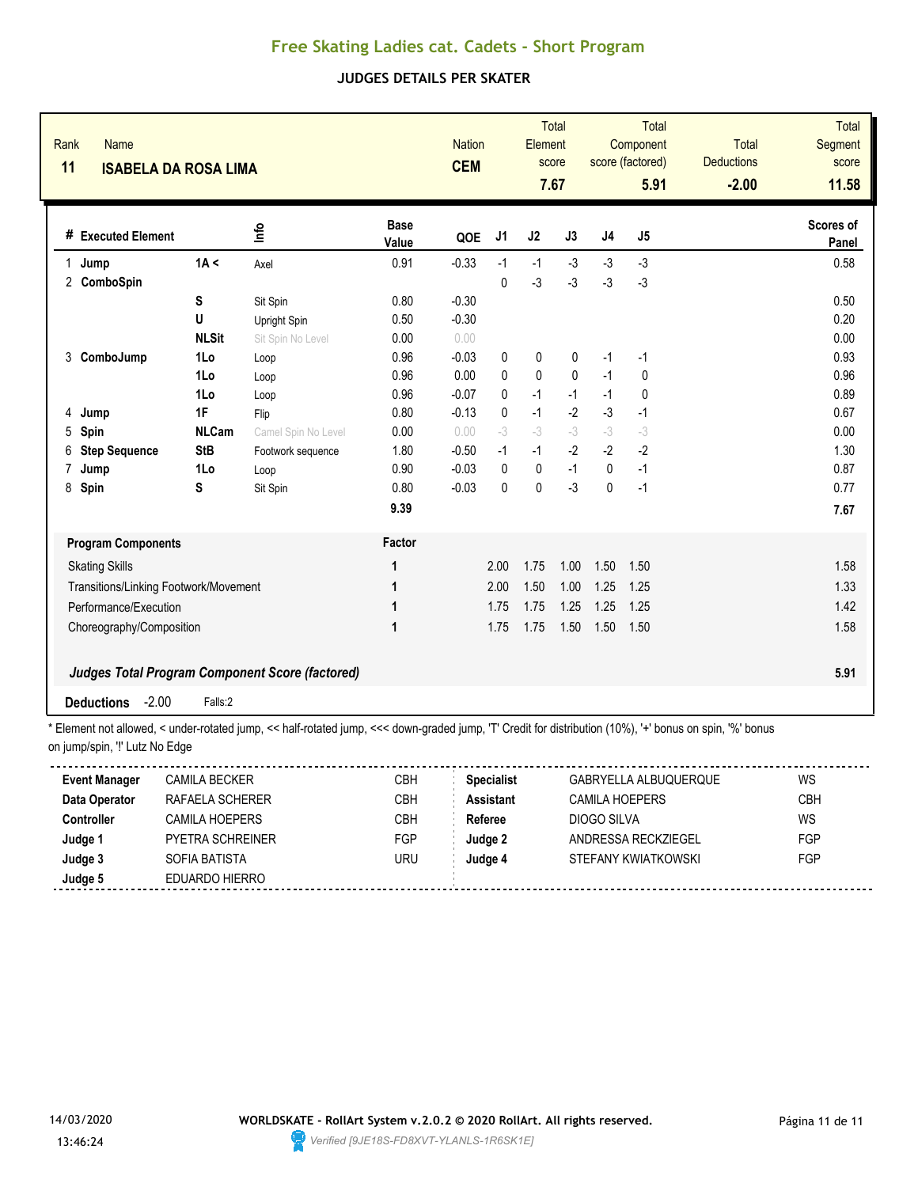# Free Skating Ladies cat. Cadets - Short Program

## JUDGES DETAILS PER SKATER

| Rank | Name | Nation | Total Element score | Total Component score (factored) | Total Deductions | Total Segment score |
|---|---|---|---|---|---|---|
| 11 | ISABELA DA ROSA LIMA | CEM | 7.67 | 5.91 | -2.00 | 11.58 |

| # | Executed Element | | Info | Base Value | QOE | J1 | J2 | J3 | J4 | J5 | Scores of Panel |
|---|---|---|---|---|---|---|---|---|---|---|---|
| 1 | Jump | 1A < | Axel | 0.91 | -0.33 | -1 | -1 | -3 | -3 | -3 | 0.58 |
| 2 | ComboSpin | | | | | 0 | -3 | -3 | -3 | -3 | |
| | | S | Sit Spin | 0.80 | -0.30 | | | | | | 0.50 |
| | | U | Upright Spin | 0.50 | -0.30 | | | | | | 0.20 |
| | | NLSit | Sit Spin No Level | 0.00 | 0.00 | | | | | | 0.00 |
| 3 | ComboJump | 1Lo | Loop | 0.96 | -0.03 | 0 | 0 | 0 | -1 | -1 | 0.93 |
| | | 1Lo | Loop | 0.96 | 0.00 | 0 | 0 | 0 | -1 | 0 | 0.96 |
| | | 1Lo | Loop | 0.96 | -0.07 | 0 | -1 | -1 | -1 | 0 | 0.89 |
| 4 | Jump | 1F | Flip | 0.80 | -0.13 | 0 | -1 | -2 | -3 | -1 | 0.67 |
| 5 | Spin | NLCam | Camel Spin No Level | 0.00 | 0.00 | -3 | -3 | -3 | -3 | -3 | 0.00 |
| 6 | Step Sequence | StB | Footwork sequence | 1.80 | -0.50 | -1 | -1 | -2 | -2 | -2 | 1.30 |
| 7 | Jump | 1Lo | Loop | 0.90 | -0.03 | 0 | 0 | -1 | 0 | -1 | 0.87 |
| 8 | Spin | S | Sit Spin | 0.80 | -0.03 | 0 | 0 | -3 | 0 | -1 | 0.77 |
| | | | | 9.39 | | | | | | | 7.67 |

| Program Components | Factor | J1 | J2 | J3 | J4 | J5 | |
|---|---|---|---|---|---|---|---|
| Skating Skills | 1 | 2.00 | 1.75 | 1.00 | 1.50 | 1.50 | 1.58 |
| Transitions/Linking Footwork/Movement | 1 | 2.00 | 1.50 | 1.00 | 1.25 | 1.25 | 1.33 |
| Performance/Execution | 1 | 1.75 | 1.75 | 1.25 | 1.25 | 1.25 | 1.42 |
| Choreography/Composition | 1 | 1.75 | 1.75 | 1.50 | 1.50 | 1.50 | 1.58 |

***Judges Total Program Component Score (factored)*** **5.91**

**Deductions** -2.00 Falls:2

\* Element not allowed, < under-rotated jump, << half-rotated jump, <<< down-graded jump, 'T' Credit for distribution (10%), '+' bonus on spin, '%' bonus on jump/spin, '!' Lutz No Edge

| | | | | | |
|---|---|---|---|---|---|
| **Event Manager** | CAMILA BECKER | CBH | **Specialist** | GABRYELLA ALBUQUERQUE | WS |
| **Data Operator** | RAFAELA SCHERER | CBH | **Assistant** | CAMILA HOEPERS | CBH |
| **Controller** | CAMILA HOEPERS | CBH | **Referee** | DIOGO SILVA | WS |
| **Judge 1** | PYETRA SCHREINER | FGP | **Judge 2** | ANDRESSA RECKZIEGEL | FGP |
| **Judge 3** | SOFIA BATISTA | URU | **Judge 4** | STEFANY KWIATKOWSKI | FGP |
| **Judge 5** | EDUARDO HIERRO | | | | |

14/03/2020 13:46:24

WORLDSKATE - RollArt System v.2.0.2 © 2020 RollArt. All rights reserved.

Verified [9JE18S-FD8XVT-YLANLS-1R6SK1E]